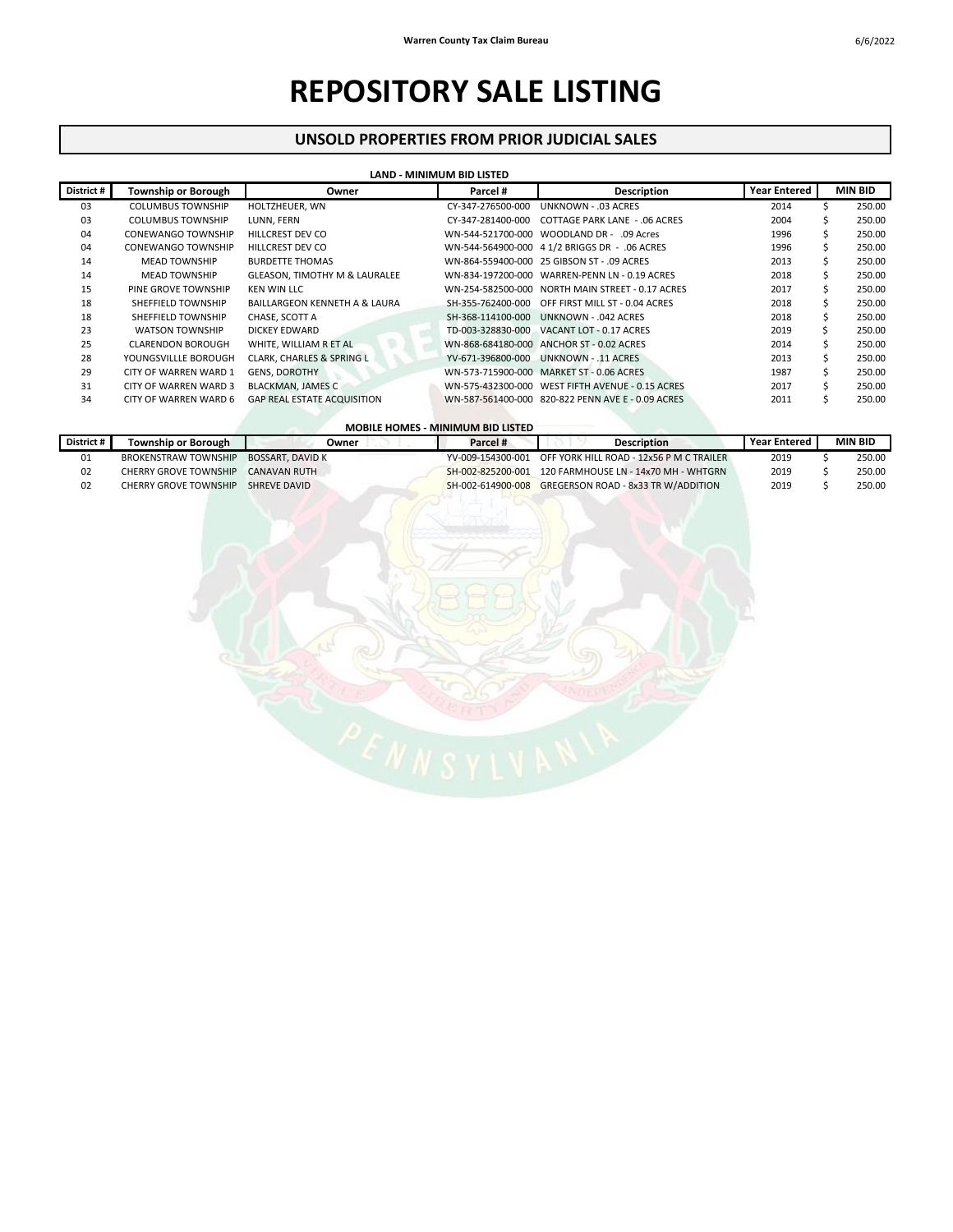# REPOSITORY SALE LISTING

## UNSOLD PROPERTIES FROM PRIOR JUDICIAL SALES

### LAND - MINIMUM BID LISTED

| District # | Township or Borough | Owner | Parcel # | Description | Year Entered | MIN BID |
|---|---|---|---|---|---|---|
| 03 | COLUMBUS TOWNSHIP | HOLTZHEUER, WN | CY-347-276500-000 | UNKNOWN - .03 ACRES | 2014 | $ 250.00 |
| 03 | COLUMBUS TOWNSHIP | LUNN, FERN | CY-347-281400-000 | COTTAGE PARK LANE - .06 ACRES | 2004 | $ 250.00 |
| 04 | CONEWANGO TOWNSHIP | HILLCREST DEV CO | WN-544-521700-000 | WOODLAND DR - .09 Acres | 1996 | $ 250.00 |
| 04 | CONEWANGO TOWNSHIP | HILLCREST DEV CO | WN-544-564900-000 | 4 1/2 BRIGGS DR - .06 ACRES | 1996 | $ 250.00 |
| 14 | MEAD TOWNSHIP | BURDETTE THOMAS | WN-864-559400-000 | 25 GIBSON ST - .09 ACRES | 2013 | $ 250.00 |
| 14 | MEAD TOWNSHIP | GLEASON, TIMOTHY M & LAURALEE | WN-834-197200-000 | WARREN-PENN LN - 0.19 ACRES | 2018 | $ 250.00 |
| 15 | PINE GROVE TOWNSHIP | KEN WIN LLC | WN-254-582500-000 | NORTH MAIN STREET - 0.17 ACRES | 2017 | $ 250.00 |
| 18 | SHEFFIELD TOWNSHIP | BAILLARGEON KENNETH A & LAURA | SH-355-762400-000 | OFF FIRST MILL ST - 0.04 ACRES | 2018 | $ 250.00 |
| 18 | SHEFFIELD TOWNSHIP | CHASE, SCOTT A | SH-368-114100-000 | UNKNOWN - .042 ACRES | 2018 | $ 250.00 |
| 23 | WATSON TOWNSHIP | DICKEY EDWARD | TD-003-328830-000 | VACANT LOT - 0.17 ACRES | 2019 | $ 250.00 |
| 25 | CLARENDON BOROUGH | WHITE, WILLIAM R ET AL | WN-868-684180-000 | ANCHOR ST - 0.02 ACRES | 2014 | $ 250.00 |
| 28 | YOUNGSVILLLE BOROUGH | CLARK, CHARLES & SPRING L | YV-671-396800-000 | UNKNOWN - .11 ACRES | 2013 | $ 250.00 |
| 29 | CITY OF WARREN WARD 1 | GENS, DOROTHY | WN-573-715900-000 | MARKET ST - 0.06 ACRES | 1987 | $ 250.00 |
| 31 | CITY OF WARREN WARD 3 | BLACKMAN, JAMES C | WN-575-432300-000 | WEST FIFTH AVENUE - 0.15 ACRES | 2017 | $ 250.00 |
| 34 | CITY OF WARREN WARD 6 | GAP REAL ESTATE ACQUISITION | WN-587-561400-000 | 820-822 PENN AVE E - 0.09 ACRES | 2011 | $ 250.00 |

### MOBILE HOMES - MINIMUM BID LISTED

| District # | Township or Borough | Owner | Parcel # | Description | Year Entered | MIN BID |
|---|---|---|---|---|---|---|
| 01 | BROKENSTRAW TOWNSHIP | BOSSART, DAVID K | YV-009-154300-001 | OFF YORK HILL ROAD - 12x56 P M C TRAILER | 2019 | $ 250.00 |
| 02 | CHERRY GROVE TOWNSHIP | CANAVAN RUTH | SH-002-825200-001 | 120 FARMHOUSE LN - 14x70 MH - WHTGRN | 2019 | $ 250.00 |
| 02 | CHERRY GROVE TOWNSHIP | SHREVE DAVID | SH-002-614900-008 | GREGERSON ROAD - 8x33 TR W/ADDITION | 2019 | $ 250.00 |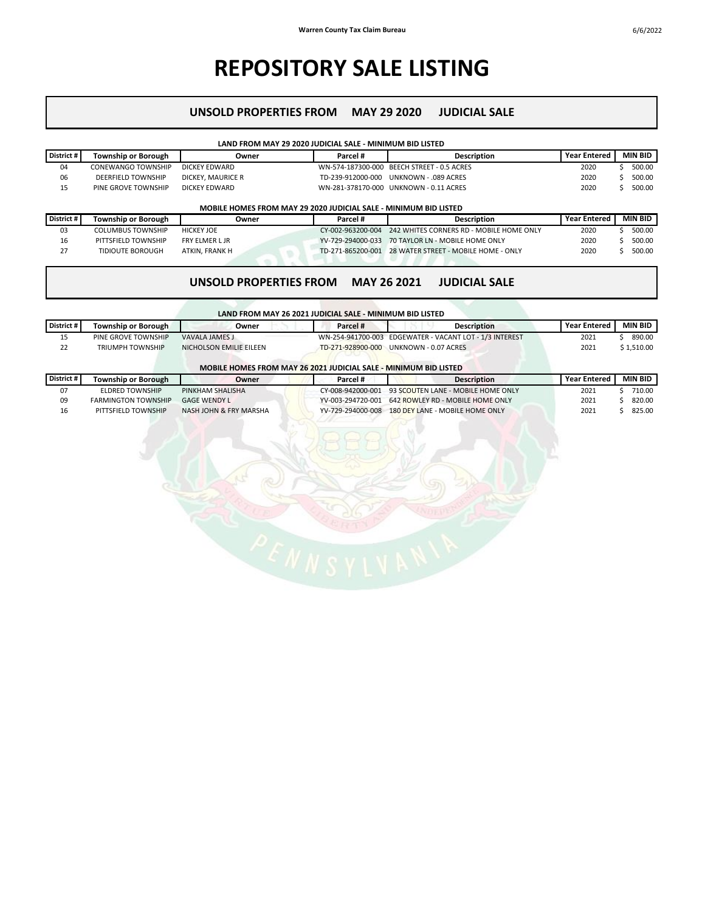# REPOSITORY SALE LISTING

## UNSOLD PROPERTIES FROM MAY 29 2020 JUDICIAL SALE

### LAND FROM MAY 29 2020 JUDICIAL SALE - MINIMUM BID LISTED

| District # | Township or Borough | Owner | Parcel # | Description | Year Entered | MIN BID |
|---|---|---|---|---|---|---|
| 04 | CONEWANGO TOWNSHIP | DICKEY EDWARD | WN-574-187300-000 | BEECH STREET - 0.5 ACRES | 2020 | $ 500.00 |
| 06 | DEERFIELD TOWNSHIP | DICKEY, MAURICE R | TD-239-912000-000 | UNKNOWN - .089 ACRES | 2020 | $ 500.00 |
| 15 | PINE GROVE TOWNSHIP | DICKEY EDWARD | WN-281-378170-000 | UNKNOWN - 0.11 ACRES | 2020 | $ 500.00 |

### MOBILE HOMES FROM MAY 29 2020 JUDICIAL SALE - MINIMUM BID LISTED

| District # | Township or Borough | Owner | Parcel # | Description | Year Entered | MIN BID |
|---|---|---|---|---|---|---|
| 03 | COLUMBUS TOWNSHIP | HICKEY JOE | CY-002-963200-004 | 242 WHITES CORNERS RD - MOBILE HOME ONLY | 2020 | $ 500.00 |
| 16 | PITTSFIELD TOWNSHIP | FRY ELMER L JR | YV-729-294000-033 | 70 TAYLOR LN - MOBILE HOME ONLY | 2020 | $ 500.00 |
| 27 | TIDIOUTE BOROUGH | ATKIN, FRANK H | TD-271-865200-001 | 28 WATER STREET - MOBILE HOME - ONLY | 2020 | $ 500.00 |

## UNSOLD PROPERTIES FROM MAY 26 2021 JUDICIAL SALE

### LAND FROM MAY 26 2021 JUDICIAL SALE - MINIMUM BID LISTED

| District # | Township or Borough | Owner | Parcel # | Description | Year Entered | MIN BID |
|---|---|---|---|---|---|---|
| 15 | PINE GROVE TOWNSHIP | VAVALA JAMES J | WN-254-941700-003 | EDGEWATER - VACANT LOT - 1/3 INTEREST | 2021 | $ 890.00 |
| 22 | TRIUMPH TOWNSHIP | NICHOLSON EMILIE EILEEN | TD-271-928900-000 | UNKNOWN - 0.07 ACRES | 2021 | $ 1,510.00 |

### MOBILE HOMES FROM MAY 26 2021 JUDICIAL SALE - MINIMUM BID LISTED

| District # | Township or Borough | Owner | Parcel # | Description | Year Entered | MIN BID |
|---|---|---|---|---|---|---|
| 07 | ELDRED TOWNSHIP | PINKHAM SHALISHA | CY-008-942000-001 | 93 SCOUTEN LANE - MOBILE HOME ONLY | 2021 | $ 710.00 |
| 09 | FARMINGTON TOWNSHIP | GAGE WENDY L | YV-003-294720-001 | 642 ROWLEY RD - MOBILE HOME ONLY | 2021 | $ 820.00 |
| 16 | PITTSFIELD TOWNSHIP | NASH JOHN & FRY MARSHA | YV-729-294000-008 | 180 DEY LANE - MOBILE HOME ONLY | 2021 | $ 825.00 |